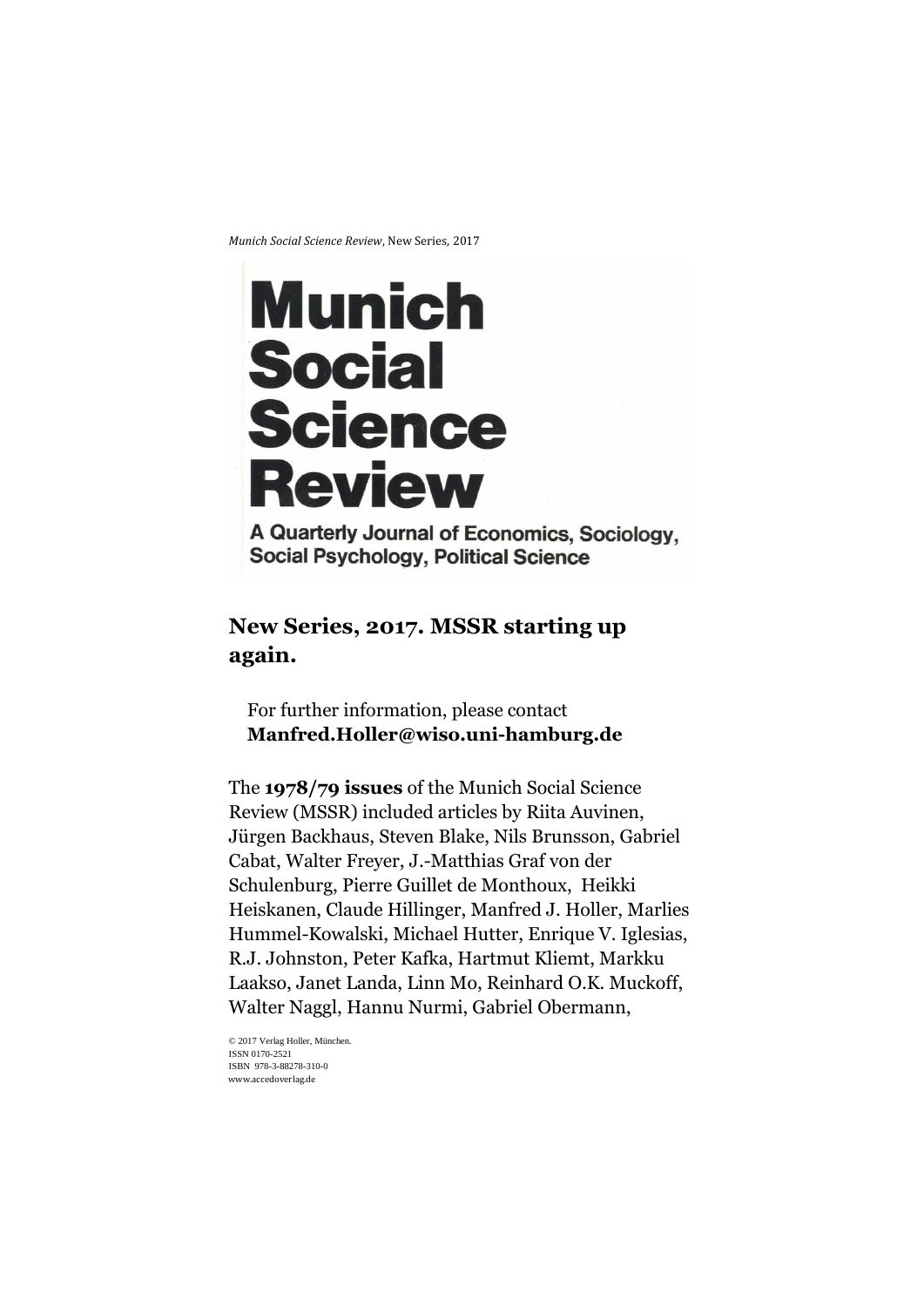*Munich Social Science Review*, New Series, 2017

# Munich Social Science Review

A Quarterly Journal of Economics, Sociology, Social Psychology, Political Science

## New Series, 2017. MSSR starting up again.

For further information, please contact **Manfred.Holler@wiso.uni-hamburg.de**

The **1978/79 issues** of the Munich Social Science Review (MSSR) included articles by Riita Auvinen, Jürgen Backhaus, Steven Blake, Nils Brunsson, Gabriel Cabat, Walter Freyer, J.-Matthias Graf von der Schulenburg, Pierre Guillet de Monthoux, Heikki Heiskanen, Claude Hillinger, Manfred J. Holler, Marlies Hummel-Kowalski, Michael Hutter, Enrique V. Iglesias, R.J. Johnston, Peter Kafka, Hartmut Kliemt, Markku Laakso, Janet Landa, Linn Mo, Reinhard O.K. Muckoff, Walter Naggl, Hannu Nurmi, Gabriel Obermann,

© 2017 Verlag Holler, München.
ISSN 0170-2521
ISBN 978-3-88278-310-0
www.accedoverlag.de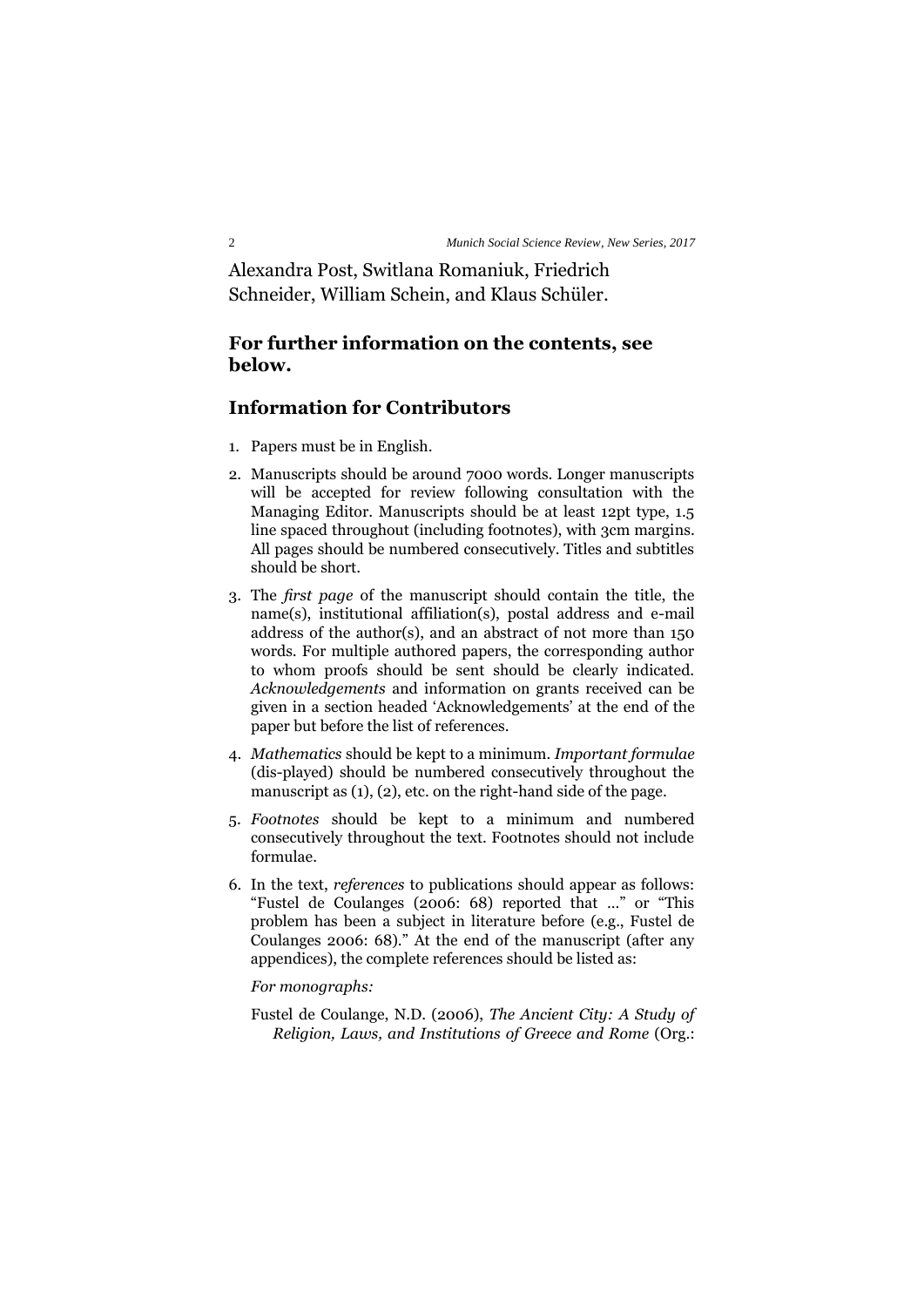Alexandra Post, Switlana Romaniuk, Friedrich Schneider, William Schein, and Klaus Schüler.

## For further information on the contents, see below.

## Information for Contributors

1. Papers must be in English.

2. Manuscripts should be around 7000 words. Longer manuscripts will be accepted for review following consultation with the Managing Editor. Manuscripts should be at least 12pt type, 1.5 line spaced throughout (including footnotes), with 3cm margins. All pages should be numbered consecutively. Titles and subtitles should be short.

3. The *first page* of the manuscript should contain the title, the name(s), institutional affiliation(s), postal address and e-mail address of the author(s), and an abstract of not more than 150 words. For multiple authored papers, the corresponding author to whom proofs should be sent should be clearly indicated. *Acknowledgements* and information on grants received can be given in a section headed 'Acknowledgements' at the end of the paper but before the list of references.

4. *Mathematics* should be kept to a minimum. *Important formulae* (dis-played) should be numbered consecutively throughout the manuscript as (1), (2), etc. on the right-hand side of the page.

5. *Footnotes* should be kept to a minimum and numbered consecutively throughout the text. Footnotes should not include formulae.

6. In the text, *references* to publications should appear as follows: "Fustel de Coulanges (2006: 68) reported that ..." or "This problem has been a subject in literature before (e.g., Fustel de Coulanges 2006: 68)." At the end of the manuscript (after any appendices), the complete references should be listed as:

   *For monographs:*

   Fustel de Coulange, N.D. (2006), *The Ancient City: A Study of Religion, Laws, and Institutions of Greece and Rome* (Org.: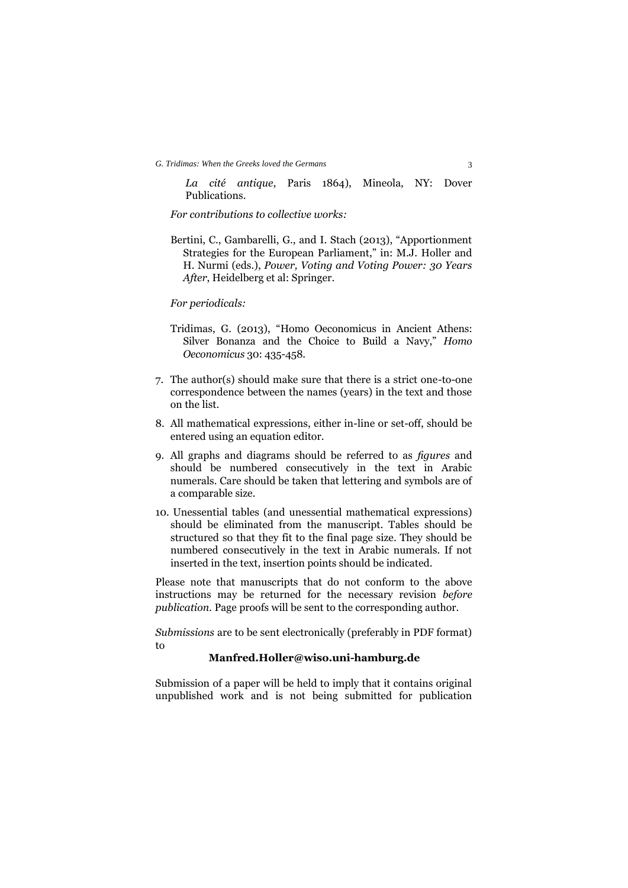*La cité antique*, Paris 1864), Mineola, NY: Dover Publications.

*For contributions to collective works:*

Bertini, C., Gambarelli, G., and I. Stach (2013), "Apportionment Strategies for the European Parliament," in: M.J. Holler and H. Nurmi (eds.), *Power, Voting and Voting Power: 30 Years After*, Heidelberg et al: Springer.

*For periodicals:*

Tridimas, G. (2013), "Homo Oeconomicus in Ancient Athens: Silver Bonanza and the Choice to Build a Navy," *Homo Oeconomicus* 30: 435-458.

7. The author(s) should make sure that there is a strict one-to-one correspondence between the names (years) in the text and those on the list.
8. All mathematical expressions, either in-line or set-off, should be entered using an equation editor.
9. All graphs and diagrams should be referred to as *figures* and should be numbered consecutively in the text in Arabic numerals. Care should be taken that lettering and symbols are of a comparable size.
10. Unessential tables (and unessential mathematical expressions) should be eliminated from the manuscript. Tables should be structured so that they fit to the final page size. They should be numbered consecutively in the text in Arabic numerals. If not inserted in the text, insertion points should be indicated.

Please note that manuscripts that do not conform to the above instructions may be returned for the necessary revision *before publication*. Page proofs will be sent to the corresponding author.

*Submissions* are to be sent electronically (preferably in PDF format) to

**Manfred.Holler@wiso.uni-hamburg.de**

Submission of a paper will be held to imply that it contains original unpublished work and is not being submitted for publication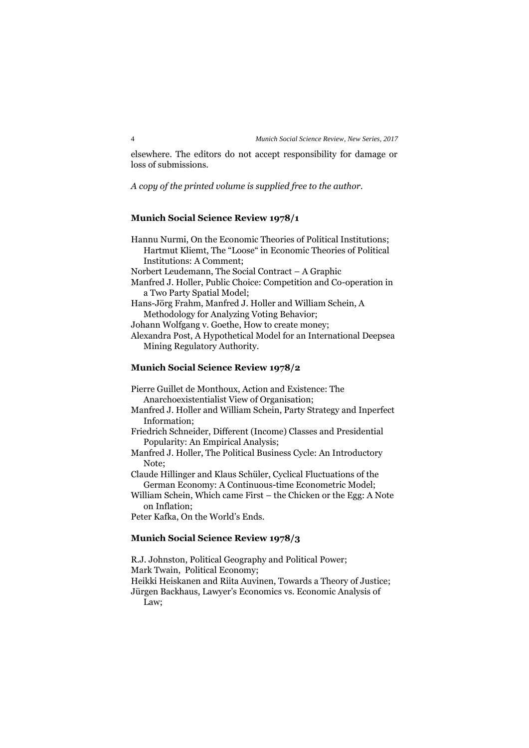elsewhere. The editors do not accept responsibility for damage or loss of submissions.

*A copy of the printed volume is supplied free to the author.*

### Munich Social Science Review 1978/1

Hannu Nurmi, On the Economic Theories of Political Institutions; Hartmut Kliemt, The "Loose" in Economic Theories of Political Institutions: A Comment;
Norbert Leudemann, The Social Contract – A Graphic
Manfred J. Holler, Public Choice: Competition and Co-operation in a Two Party Spatial Model;
Hans-Jörg Frahm, Manfred J. Holler and William Schein, A Methodology for Analyzing Voting Behavior;
Johann Wolfgang v. Goethe, How to create money;
Alexandra Post, A Hypothetical Model for an International Deepsea Mining Regulatory Authority.

### Munich Social Science Review 1978/2

Pierre Guillet de Monthoux, Action and Existence: The Anarchoexistentialist View of Organisation;
Manfred J. Holler and William Schein, Party Strategy and Inperfect Information;
Friedrich Schneider, Different (Income) Classes and Presidential Popularity: An Empirical Analysis;
Manfred J. Holler, The Political Business Cycle: An Introductory Note;
Claude Hillinger and Klaus Schüler, Cyclical Fluctuations of the German Economy: A Continuous-time Econometric Model;
William Schein, Which came First – the Chicken or the Egg: A Note on Inflation;
Peter Kafka, On the World's Ends.

### Munich Social Science Review 1978/3

R.J. Johnston, Political Geography and Political Power;
Mark Twain, Political Economy;
Heikki Heiskanen and Riita Auvinen, Towards a Theory of Justice;
Jürgen Backhaus, Lawyer's Economics vs. Economic Analysis of Law;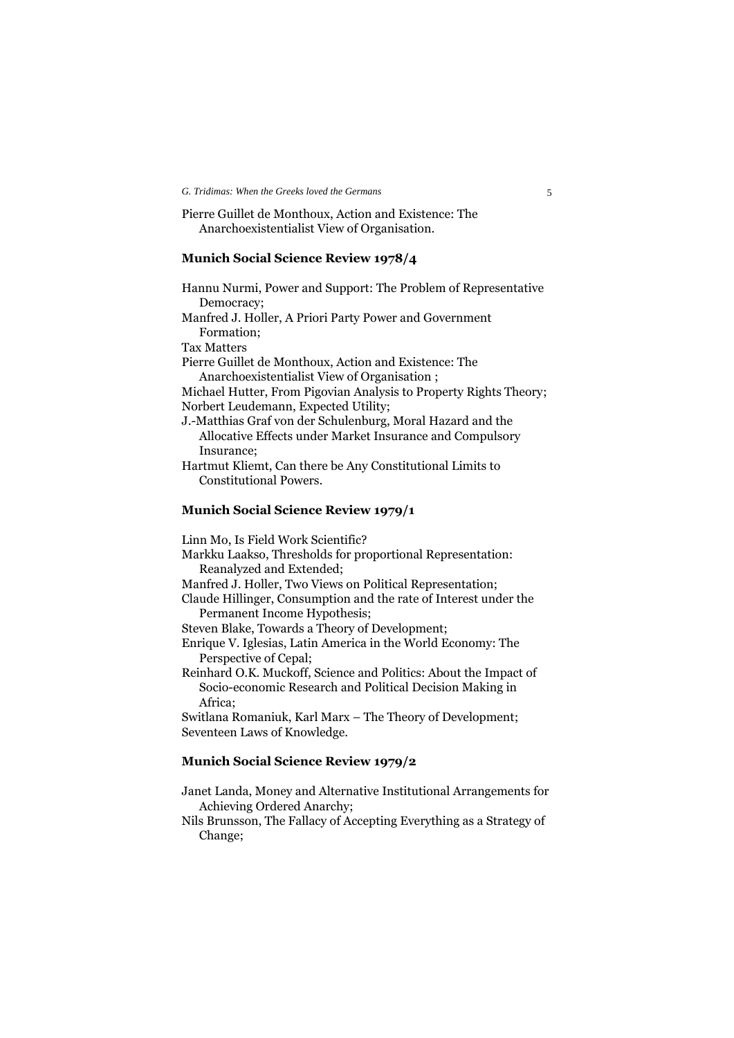Pierre Guillet de Monthoux, Action and Existence: The Anarchoexistentialist View of Organisation.

## Munich Social Science Review 1978/4

Hannu Nurmi, Power and Support: The Problem of Representative Democracy;
Manfred J. Holler, A Priori Party Power and Government Formation;
Tax Matters
Pierre Guillet de Monthoux, Action and Existence: The Anarchoexistentialist View of Organisation ;
Michael Hutter, From Pigovian Analysis to Property Rights Theory;
Norbert Leudemann, Expected Utility;
J.-Matthias Graf von der Schulenburg, Moral Hazard and the Allocative Effects under Market Insurance and Compulsory Insurance;
Hartmut Kliemt, Can there be Any Constitutional Limits to Constitutional Powers.

## Munich Social Science Review 1979/1

Linn Mo, Is Field Work Scientific?
Markku Laakso, Thresholds for proportional Representation: Reanalyzed and Extended;
Manfred J. Holler, Two Views on Political Representation;
Claude Hillinger, Consumption and the rate of Interest under the Permanent Income Hypothesis;
Steven Blake, Towards a Theory of Development;
Enrique V. Iglesias, Latin America in the World Economy: The Perspective of Cepal;
Reinhard O.K. Muckoff, Science and Politics: About the Impact of Socio-economic Research and Political Decision Making in Africa;
Switlana Romaniuk, Karl Marx – The Theory of Development;
Seventeen Laws of Knowledge.

## Munich Social Science Review 1979/2

Janet Landa, Money and Alternative Institutional Arrangements for Achieving Ordered Anarchy;
Nils Brunsson, The Fallacy of Accepting Everything as a Strategy of Change;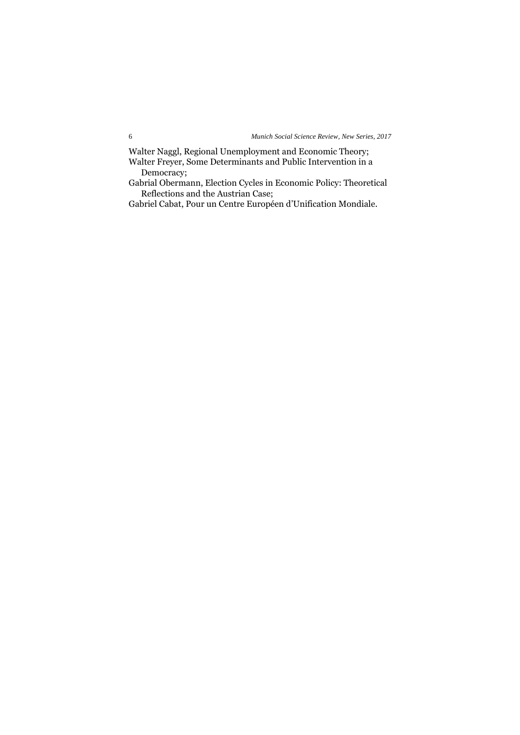Walter Naggl, Regional Unemployment and Economic Theory;
Walter Freyer, Some Determinants and Public Intervention in a Democracy;
Gabrial Obermann, Election Cycles in Economic Policy: Theoretical Reflections and the Austrian Case;
Gabriel Cabat, Pour un Centre Européen d'Unification Mondiale.